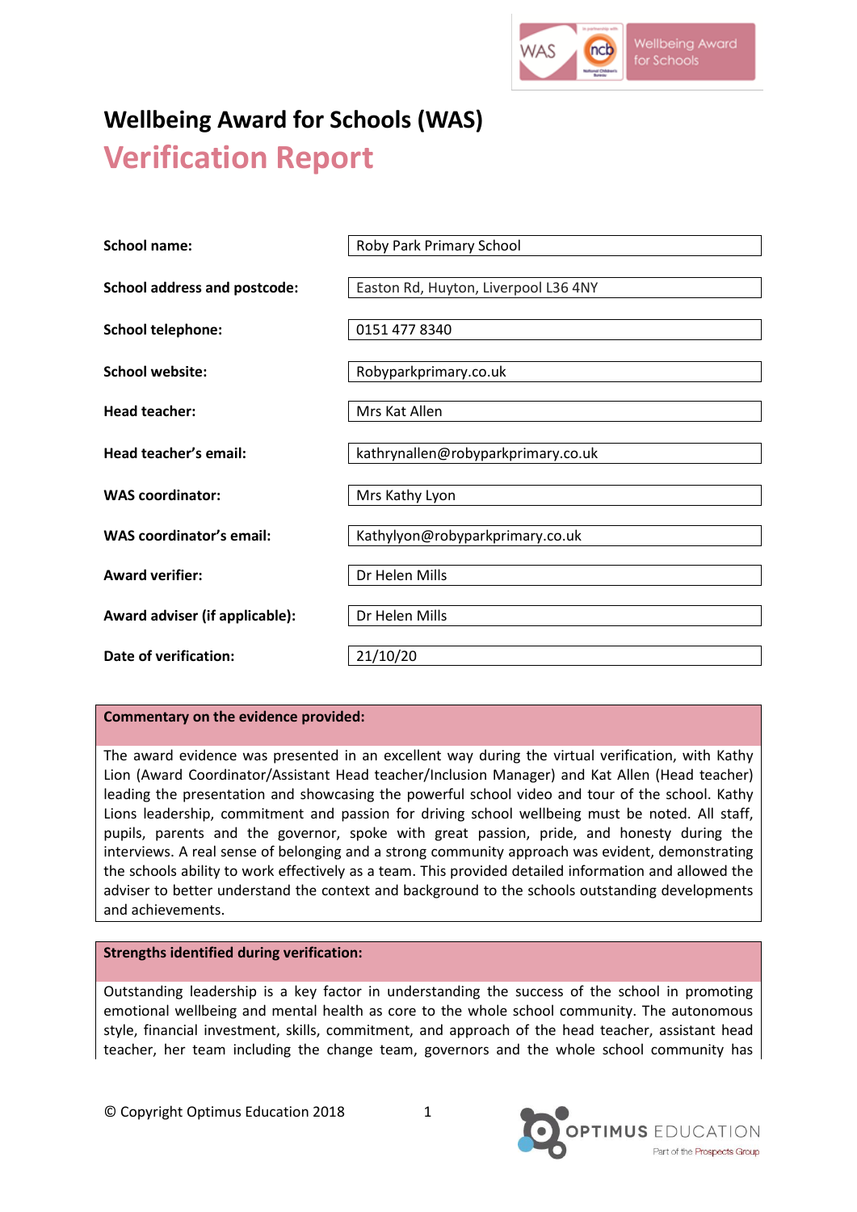# Wellbeing Award for Schools (WAS)

## Verification Report

| | |
|---|---|
| **School name:** | Roby Park Primary School |
| **School address and postcode:** | Easton Rd, Huyton, Liverpool L36 4NY |
| **School telephone:** | 0151 477 8340 |
| **School website:** | Robyparkprimary.co.uk |
| **Head teacher:** | Mrs Kat Allen |
| **Head teacher's email:** | kathrynallen@robyparkprimary.co.uk |
| **WAS coordinator:** | Mrs Kathy Lyon |
| **WAS coordinator's email:** | Kathylyon@robyparkprimary.co.uk |
| **Award verifier:** | Dr Helen Mills |
| **Award adviser (if applicable):** | Dr Helen Mills |
| **Date of verification:** | 21/10/20 |

**Commentary on the evidence provided:**

The award evidence was presented in an excellent way during the virtual verification, with Kathy Lion (Award Coordinator/Assistant Head teacher/Inclusion Manager) and Kat Allen (Head teacher) leading the presentation and showcasing the powerful school video and tour of the school. Kathy Lions leadership, commitment and passion for driving school wellbeing must be noted. All staff, pupils, parents and the governor, spoke with great passion, pride, and honesty during the interviews. A real sense of belonging and a strong community approach was evident, demonstrating the schools ability to work effectively as a team. This provided detailed information and allowed the adviser to better understand the context and background to the schools outstanding developments and achievements.

**Strengths identified during verification:**

Outstanding leadership is a key factor in understanding the success of the school in promoting emotional wellbeing and mental health as core to the whole school community. The autonomous style, financial investment, skills, commitment, and approach of the head teacher, assistant head teacher, her team including the change team, governors and the whole school community has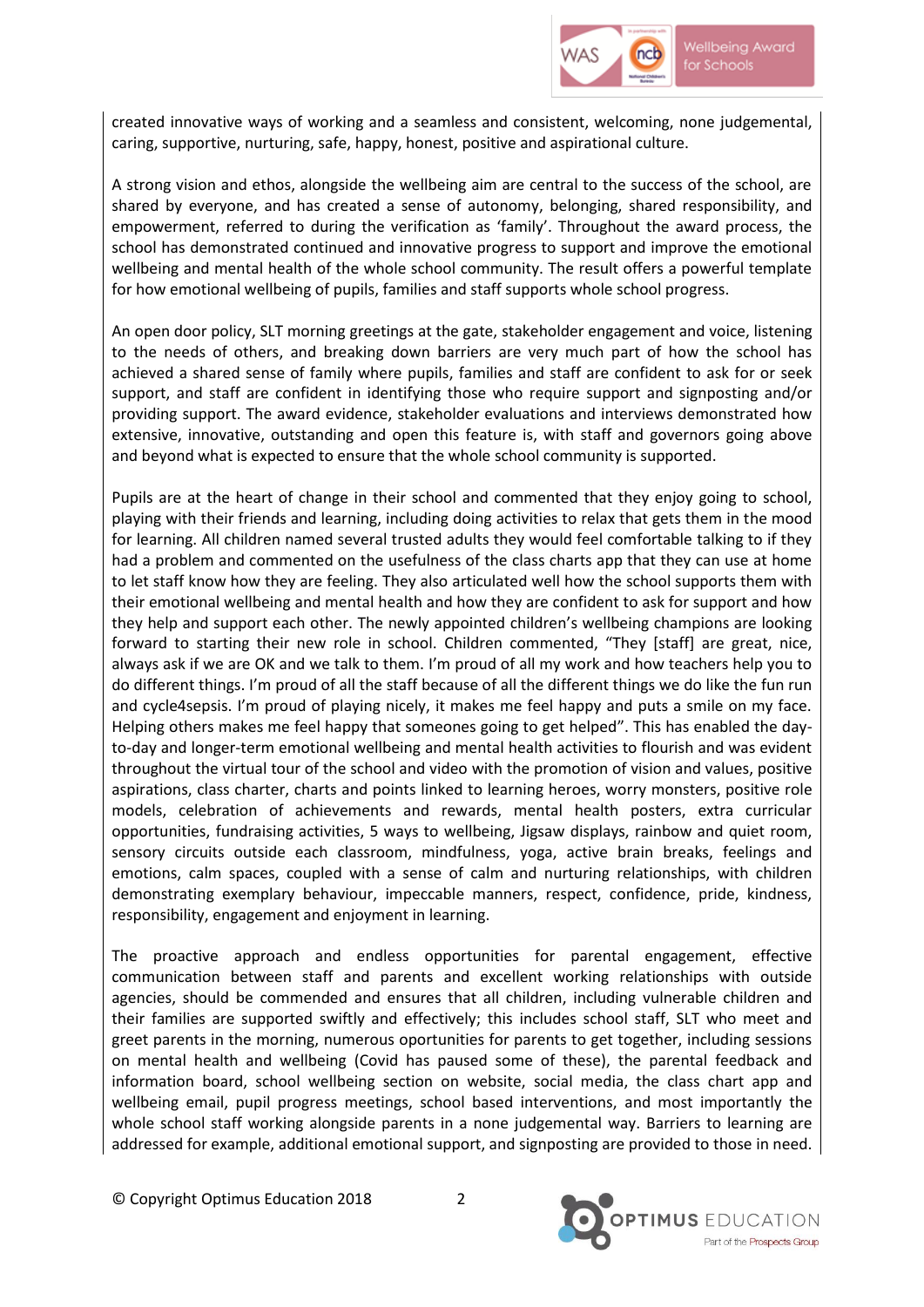created innovative ways of working and a seamless and consistent, welcoming, none judgemental, caring, supportive, nurturing, safe, happy, honest, positive and aspirational culture.

A strong vision and ethos, alongside the wellbeing aim are central to the success of the school, are shared by everyone, and has created a sense of autonomy, belonging, shared responsibility, and empowerment, referred to during the verification as 'family'. Throughout the award process, the school has demonstrated continued and innovative progress to support and improve the emotional wellbeing and mental health of the whole school community. The result offers a powerful template for how emotional wellbeing of pupils, families and staff supports whole school progress.

An open door policy, SLT morning greetings at the gate, stakeholder engagement and voice, listening to the needs of others, and breaking down barriers are very much part of how the school has achieved a shared sense of family where pupils, families and staff are confident to ask for or seek support, and staff are confident in identifying those who require support and signposting and/or providing support. The award evidence, stakeholder evaluations and interviews demonstrated how extensive, innovative, outstanding and open this feature is, with staff and governors going above and beyond what is expected to ensure that the whole school community is supported.

Pupils are at the heart of change in their school and commented that they enjoy going to school, playing with their friends and learning, including doing activities to relax that gets them in the mood for learning. All children named several trusted adults they would feel comfortable talking to if they had a problem and commented on the usefulness of the class charts app that they can use at home to let staff know how they are feeling. They also articulated well how the school supports them with their emotional wellbeing and mental health and how they are confident to ask for support and how they help and support each other. The newly appointed children's wellbeing champions are looking forward to starting their new role in school. Children commented, "They [staff] are great, nice, always ask if we are OK and we talk to them. I'm proud of all my work and how teachers help you to do different things. I'm proud of all the staff because of all the different things we do like the fun run and cycle4sepsis. I'm proud of playing nicely, it makes me feel happy and puts a smile on my face. Helping others makes me feel happy that someones going to get helped". This has enabled the day-to-day and longer-term emotional wellbeing and mental health activities to flourish and was evident throughout the virtual tour of the school and video with the promotion of vision and values, positive aspirations, class charter, charts and points linked to learning heroes, worry monsters, positive role models, celebration of achievements and rewards, mental health posters, extra curricular opportunities, fundraising activities, 5 ways to wellbeing, Jigsaw displays, rainbow and quiet room, sensory circuits outside each classroom, mindfulness, yoga, active brain breaks, feelings and emotions, calm spaces, coupled with a sense of calm and nurturing relationships, with children demonstrating exemplary behaviour, impeccable manners, respect, confidence, pride, kindness, responsibility, engagement and enjoyment in learning.

The proactive approach and endless opportunities for parental engagement, effective communication between staff and parents and excellent working relationships with outside agencies, should be commended and ensures that all children, including vulnerable children and their families are supported swiftly and effectively; this includes school staff, SLT who meet and greet parents in the morning, numerous oportunities for parents to get together, including sessions on mental health and wellbeing (Covid has paused some of these), the parental feedback and information board, school wellbeing section on website, social media, the class chart app and wellbeing email, pupil progress meetings, school based interventions, and most importantly the whole school staff working alongside parents in a none judgemental way. Barriers to learning are addressed for example, additional emotional support, and signposting are provided to those in need.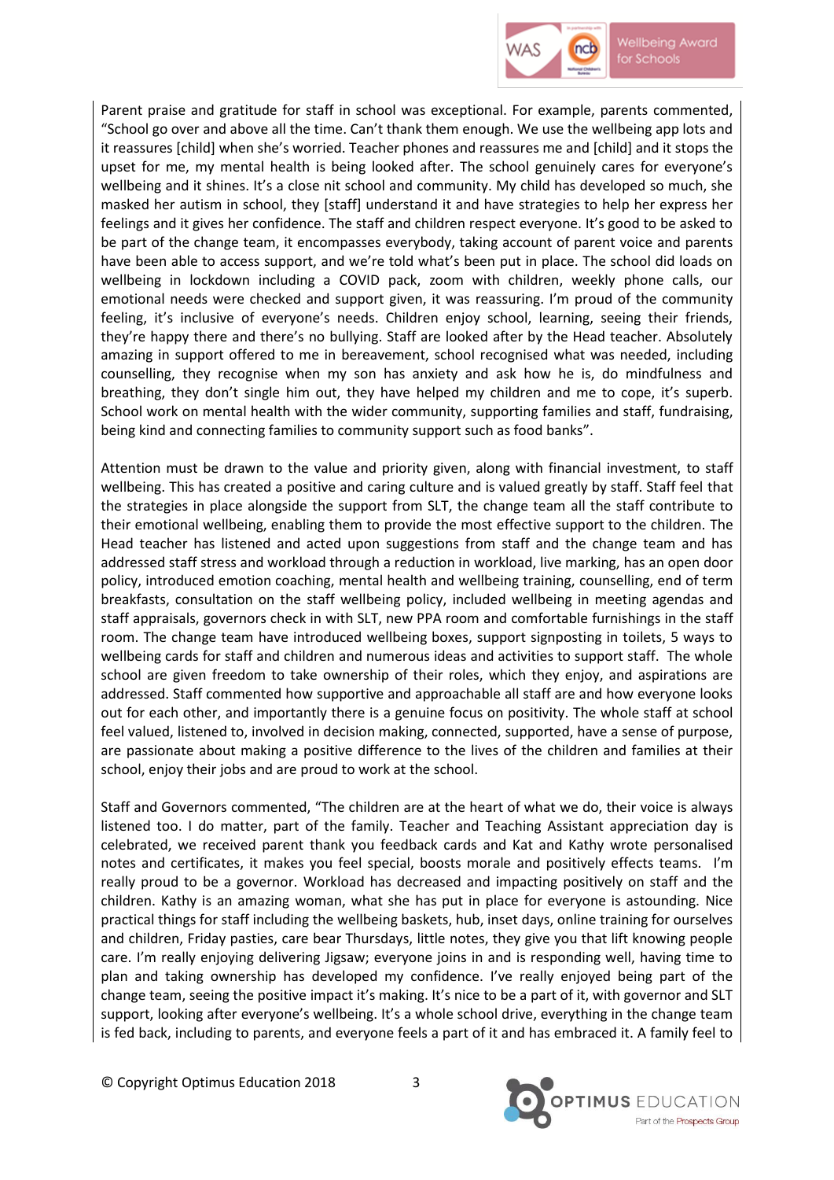Parent praise and gratitude for staff in school was exceptional. For example, parents commented, "School go over and above all the time. Can't thank them enough. We use the wellbeing app lots and it reassures [child] when she's worried. Teacher phones and reassures me and [child] and it stops the upset for me, my mental health is being looked after. The school genuinely cares for everyone's wellbeing and it shines. It's a close nit school and community. My child has developed so much, she masked her autism in school, they [staff] understand it and have strategies to help her express her feelings and it gives her confidence. The staff and children respect everyone. It's good to be asked to be part of the change team, it encompasses everybody, taking account of parent voice and parents have been able to access support, and we're told what's been put in place. The school did loads on wellbeing in lockdown including a COVID pack, zoom with children, weekly phone calls, our emotional needs were checked and support given, it was reassuring. I'm proud of the community feeling, it's inclusive of everyone's needs. Children enjoy school, learning, seeing their friends, they're happy there and there's no bullying. Staff are looked after by the Head teacher. Absolutely amazing in support offered to me in bereavement, school recognised what was needed, including counselling, they recognise when my son has anxiety and ask how he is, do mindfulness and breathing, they don't single him out, they have helped my children and me to cope, it's superb. School work on mental health with the wider community, supporting families and staff, fundraising, being kind and connecting families to community support such as food banks".

Attention must be drawn to the value and priority given, along with financial investment, to staff wellbeing. This has created a positive and caring culture and is valued greatly by staff. Staff feel that the strategies in place alongside the support from SLT, the change team all the staff contribute to their emotional wellbeing, enabling them to provide the most effective support to the children. The Head teacher has listened and acted upon suggestions from staff and the change team and has addressed staff stress and workload through a reduction in workload, live marking, has an open door policy, introduced emotion coaching, mental health and wellbeing training, counselling, end of term breakfasts, consultation on the staff wellbeing policy, included wellbeing in meeting agendas and staff appraisals, governors check in with SLT, new PPA room and comfortable furnishings in the staff room. The change team have introduced wellbeing boxes, support signposting in toilets, 5 ways to wellbeing cards for staff and children and numerous ideas and activities to support staff. The whole school are given freedom to take ownership of their roles, which they enjoy, and aspirations are addressed. Staff commented how supportive and approachable all staff are and how everyone looks out for each other, and importantly there is a genuine focus on positivity. The whole staff at school feel valued, listened to, involved in decision making, connected, supported, have a sense of purpose, are passionate about making a positive difference to the lives of the children and families at their school, enjoy their jobs and are proud to work at the school.

Staff and Governors commented, "The children are at the heart of what we do, their voice is always listened too. I do matter, part of the family. Teacher and Teaching Assistant appreciation day is celebrated, we received parent thank you feedback cards and Kat and Kathy wrote personalised notes and certificates, it makes you feel special, boosts morale and positively effects teams. I'm really proud to be a governor. Workload has decreased and impacting positively on staff and the children. Kathy is an amazing woman, what she has put in place for everyone is astounding. Nice practical things for staff including the wellbeing baskets, hub, inset days, online training for ourselves and children, Friday pasties, care bear Thursdays, little notes, they give you that lift knowing people care. I'm really enjoying delivering Jigsaw; everyone joins in and is responding well, having time to plan and taking ownership has developed my confidence. I've really enjoyed being part of the change team, seeing the positive impact it's making. It's nice to be a part of it, with governor and SLT support, looking after everyone's wellbeing. It's a whole school drive, everything in the change team is fed back, including to parents, and everyone feels a part of it and has embraced it. A family feel to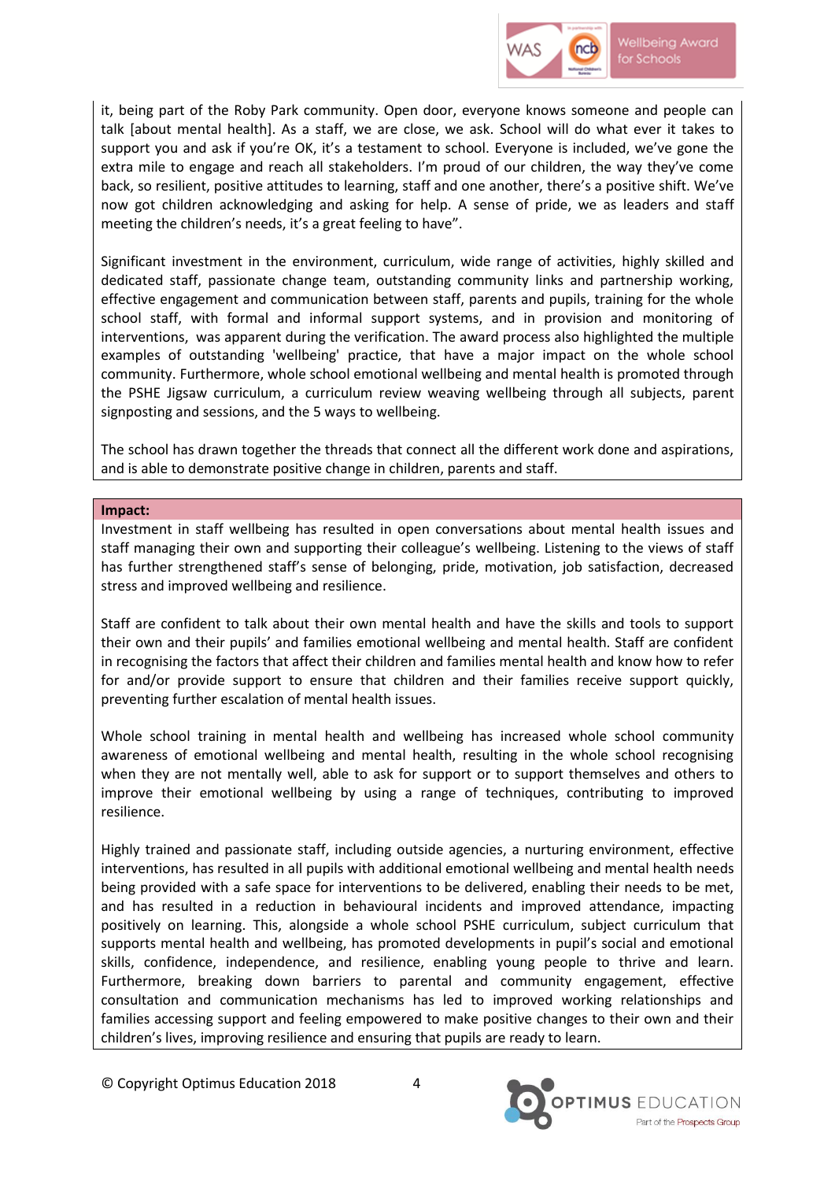it, being part of the Roby Park community. Open door, everyone knows someone and people can talk [about mental health]. As a staff, we are close, we ask. School will do what ever it takes to support you and ask if you're OK, it's a testament to school. Everyone is included, we've gone the extra mile to engage and reach all stakeholders. I'm proud of our children, the way they've come back, so resilient, positive attitudes to learning, staff and one another, there's a positive shift. We've now got children acknowledging and asking for help. A sense of pride, we as leaders and staff meeting the children's needs, it's a great feeling to have".

Significant investment in the environment, curriculum, wide range of activities, highly skilled and dedicated staff, passionate change team, outstanding community links and partnership working, effective engagement and communication between staff, parents and pupils, training for the whole school staff, with formal and informal support systems, and in provision and monitoring of interventions, was apparent during the verification. The award process also highlighted the multiple examples of outstanding 'wellbeing' practice, that have a major impact on the whole school community. Furthermore, whole school emotional wellbeing and mental health is promoted through the PSHE Jigsaw curriculum, a curriculum review weaving wellbeing through all subjects, parent signposting and sessions, and the 5 ways to wellbeing.

The school has drawn together the threads that connect all the different work done and aspirations, and is able to demonstrate positive change in children, parents and staff.

**Impact:**

Investment in staff wellbeing has resulted in open conversations about mental health issues and staff managing their own and supporting their colleague's wellbeing. Listening to the views of staff has further strengthened staff's sense of belonging, pride, motivation, job satisfaction, decreased stress and improved wellbeing and resilience.

Staff are confident to talk about their own mental health and have the skills and tools to support their own and their pupils' and families emotional wellbeing and mental health. Staff are confident in recognising the factors that affect their children and families mental health and know how to refer for and/or provide support to ensure that children and their families receive support quickly, preventing further escalation of mental health issues.

Whole school training in mental health and wellbeing has increased whole school community awareness of emotional wellbeing and mental health, resulting in the whole school recognising when they are not mentally well, able to ask for support or to support themselves and others to improve their emotional wellbeing by using a range of techniques, contributing to improved resilience.

Highly trained and passionate staff, including outside agencies, a nurturing environment, effective interventions, has resulted in all pupils with additional emotional wellbeing and mental health needs being provided with a safe space for interventions to be delivered, enabling their needs to be met, and has resulted in a reduction in behavioural incidents and improved attendance, impacting positively on learning. This, alongside a whole school PSHE curriculum, subject curriculum that supports mental health and wellbeing, has promoted developments in pupil's social and emotional skills, confidence, independence, and resilience, enabling young people to thrive and learn. Furthermore, breaking down barriers to parental and community engagement, effective consultation and communication mechanisms has led to improved working relationships and families accessing support and feeling empowered to make positive changes to their own and their children's lives, improving resilience and ensuring that pupils are ready to learn.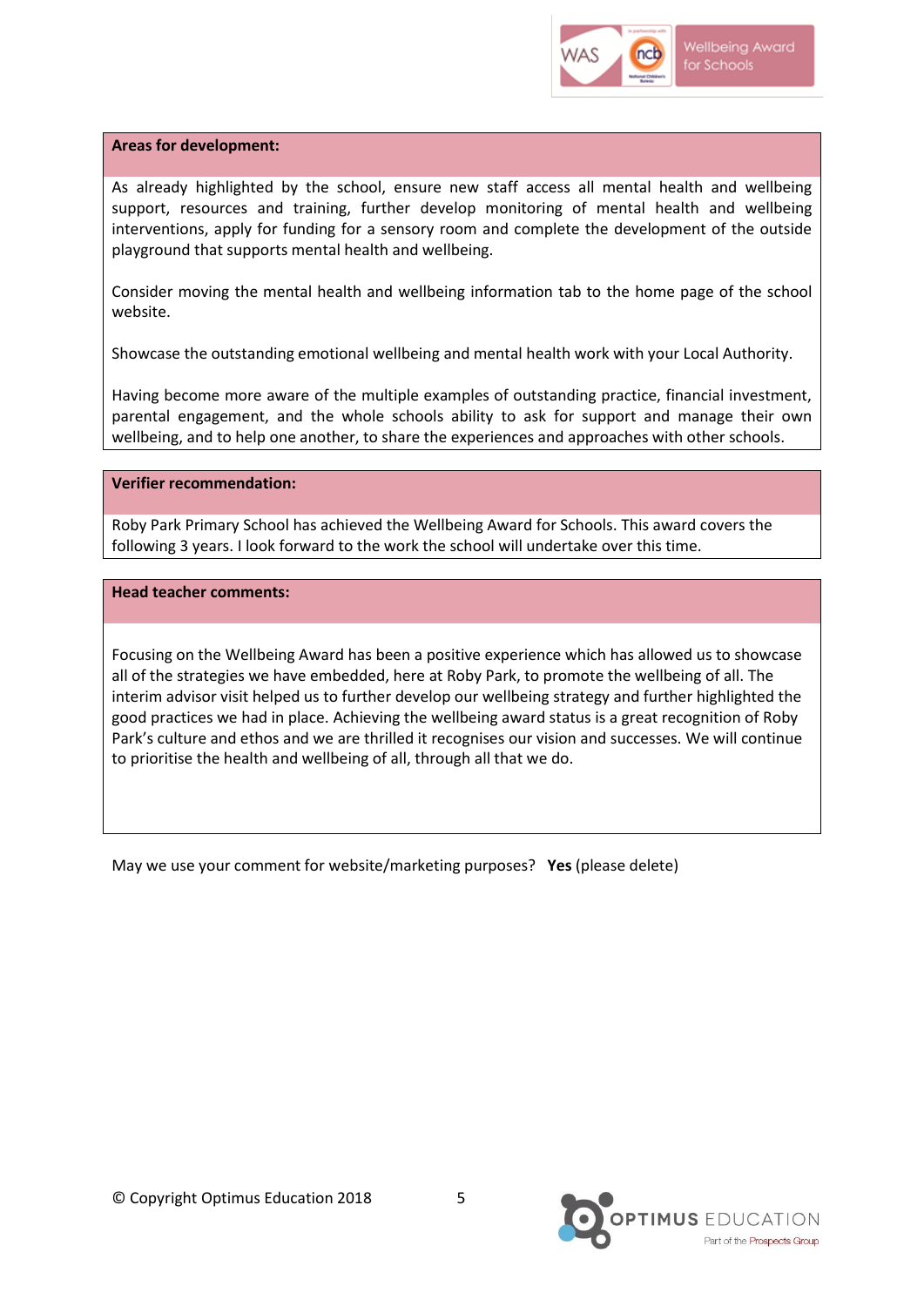**Areas for development:**

As already highlighted by the school, ensure new staff access all mental health and wellbeing support, resources and training, further develop monitoring of mental health and wellbeing interventions, apply for funding for a sensory room and complete the development of the outside playground that supports mental health and wellbeing.

Consider moving the mental health and wellbeing information tab to the home page of the school website.

Showcase the outstanding emotional wellbeing and mental health work with your Local Authority.

Having become more aware of the multiple examples of outstanding practice, financial investment, parental engagement, and the whole schools ability to ask for support and manage their own wellbeing, and to help one another, to share the experiences and approaches with other schools.

**Verifier recommendation:**

Roby Park Primary School has achieved the Wellbeing Award for Schools. This award covers the following 3 years. I look forward to the work the school will undertake over this time.

**Head teacher comments:**

Focusing on the Wellbeing Award has been a positive experience which has allowed us to showcase all of the strategies we have embedded, here at Roby Park, to promote the wellbeing of all. The interim advisor visit helped us to further develop our wellbeing strategy and further highlighted the good practices we had in place. Achieving the wellbeing award status is a great recognition of Roby Park's culture and ethos and we are thrilled it recognises our vision and successes. We will continue to prioritise the health and wellbeing of all, through all that we do.

May we use your comment for website/marketing purposes? **Yes** (please delete)

© Copyright Optimus Education 2018